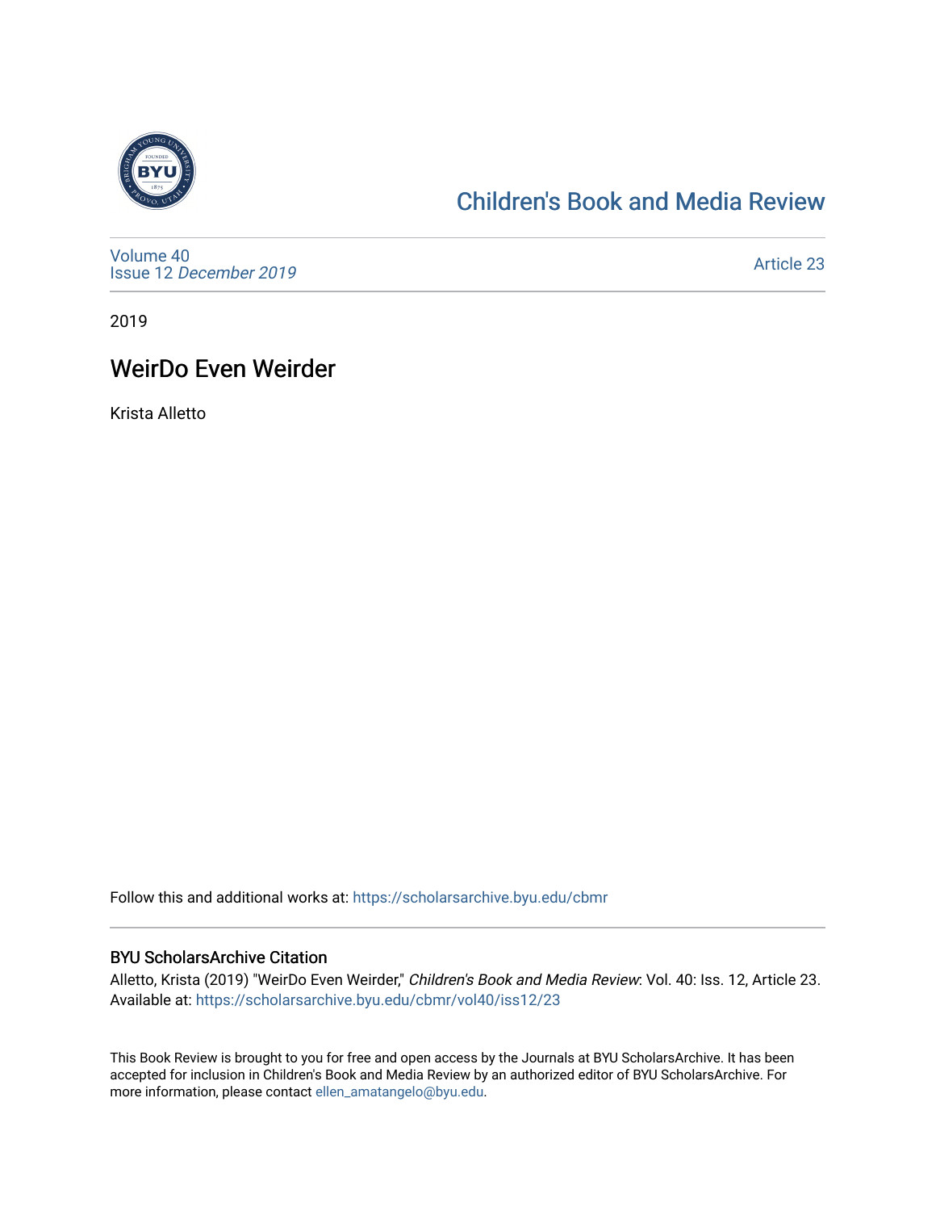# Children's Book and Media Review

Volume 40
Issue 12 *December 2019*

Article 23

2019

## WeirDo Even Weirder

Krista Alletto

Follow this and additional works at: https://scholarsarchive.byu.edu/cbmr

### BYU ScholarsArchive Citation

Alletto, Krista (2019) "WeirDo Even Weirder," *Children's Book and Media Review*: Vol. 40: Iss. 12, Article 23.
Available at: https://scholarsarchive.byu.edu/cbmr/vol40/iss12/23

This Book Review is brought to you for free and open access by the Journals at BYU ScholarsArchive. It has been accepted for inclusion in Children's Book and Media Review by an authorized editor of BYU ScholarsArchive. For more information, please contact ellen_amatangelo@byu.edu.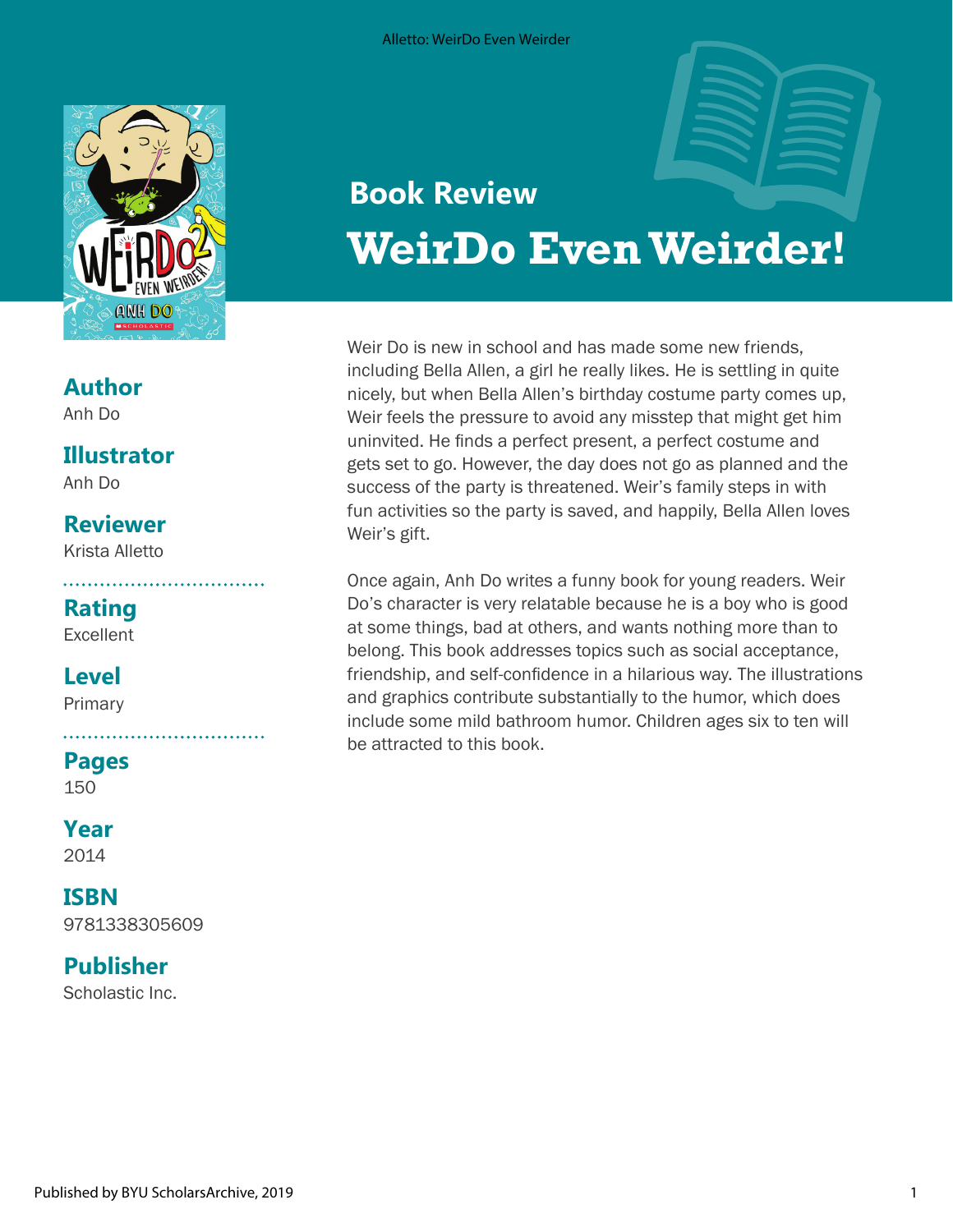## Book Review

# WeirDo Even Weirder!

### Author
Anh Do

### Illustrator
Anh Do

### Reviewer
Krista Alletto

### Rating
Excellent

### Level
Primary

### Pages
150

### Year
2014

### ISBN
9781338305609

### Publisher
Scholastic Inc.

Weir Do is new in school and has made some new friends, including Bella Allen, a girl he really likes. He is settling in quite nicely, but when Bella Allen's birthday costume party comes up, Weir feels the pressure to avoid any misstep that might get him uninvited. He finds a perfect present, a perfect costume and gets set to go. However, the day does not go as planned and the success of the party is threatened. Weir's family steps in with fun activities so the party is saved, and happily, Bella Allen loves Weir's gift.

Once again, Anh Do writes a funny book for young readers. Weir Do's character is very relatable because he is a boy who is good at some things, bad at others, and wants nothing more than to belong. This book addresses topics such as social acceptance, friendship, and self-confidence in a hilarious way. The illustrations and graphics contribute substantially to the humor, which does include some mild bathroom humor. Children ages six to ten will be attracted to this book.